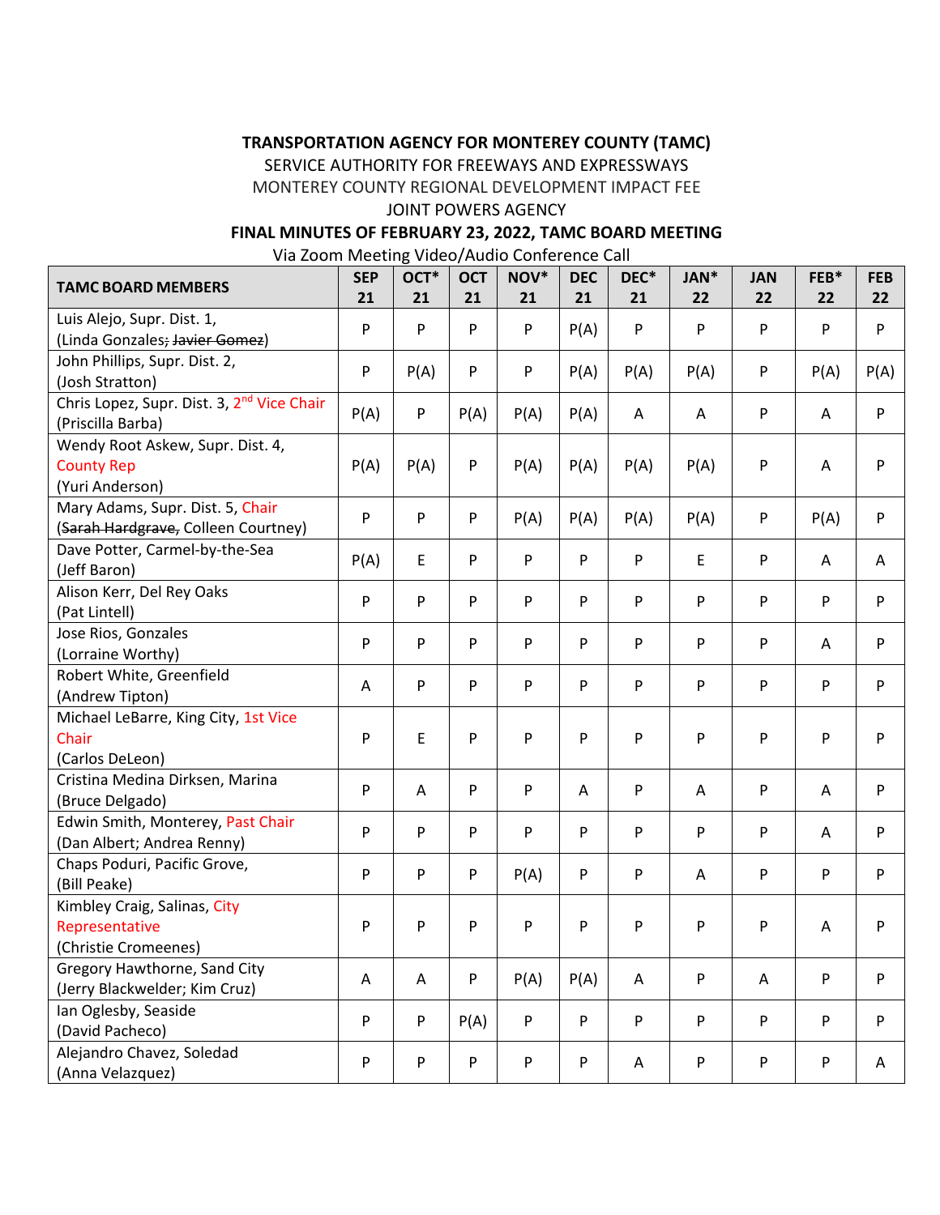**TRANSPORTATION AGENCY FOR MONTEREY COUNTY (TAMC)**

SERVICE AUTHORITY FOR FREEWAYS AND EXPRESSWAYS

MONTEREY COUNTY REGIONAL DEVELOPMENT IMPACT FEE

JOINT POWERS AGENCY

**FINAL MINUTES OF FEBRUARY 23, 2022, TAMC BOARD MEETING**

Via Zoom Meeting Video/Audio Conference Call

| TAMC BOARD MEMBERS | SEP 21 | OCT* 21 | OCT 21 | NOV* 21 | DEC 21 | DEC* 21 | JAN* 22 | JAN 22 | FEB* 22 | FEB 22 |
|---|---|---|---|---|---|---|---|---|---|---|
| Luis Alejo, Supr. Dist. 1, (Linda Gonzales; ~~Javier Gomez~~) | P | P | P | P | P(A) | P | P | P | P | P |
| John Phillips, Supr. Dist. 2, (Josh Stratton) | P | P(A) | P | P | P(A) | P(A) | P(A) | P | P(A) | P(A) |
| Chris Lopez, Supr. Dist. 3, 2nd Vice Chair (Priscilla Barba) | P(A) | P | P(A) | P(A) | P(A) | A | A | P | A | P |
| Wendy Root Askew, Supr. Dist. 4, County Rep (Yuri Anderson) | P(A) | P(A) | P | P(A) | P(A) | P(A) | P(A) | P | A | P |
| Mary Adams, Supr. Dist. 5, Chair (~~Sarah Hardgrave,~~ Colleen Courtney) | P | P | P | P(A) | P(A) | P(A) | P(A) | P | P(A) | P |
| Dave Potter, Carmel-by-the-Sea (Jeff Baron) | P(A) | E | P | P | P | P | E | P | A | A |
| Alison Kerr, Del Rey Oaks (Pat Lintell) | P | P | P | P | P | P | P | P | P | P |
| Jose Rios, Gonzales (Lorraine Worthy) | P | P | P | P | P | P | P | P | A | P |
| Robert White, Greenfield (Andrew Tipton) | A | P | P | P | P | P | P | P | P | P |
| Michael LeBarre, King City, 1st Vice Chair (Carlos DeLeon) | P | E | P | P | P | P | P | P | P | P |
| Cristina Medina Dirksen, Marina (Bruce Delgado) | P | A | P | P | A | P | A | P | A | P |
| Edwin Smith, Monterey, Past Chair (Dan Albert; Andrea Renny) | P | P | P | P | P | P | P | P | A | P |
| Chaps Poduri, Pacific Grove, (Bill Peake) | P | P | P | P(A) | P | P | A | P | P | P |
| Kimbley Craig, Salinas, City Representative (Christie Cromeenes) | P | P | P | P | P | P | P | P | A | P |
| Gregory Hawthorne, Sand City (Jerry Blackwelder; Kim Cruz) | A | A | P | P(A) | P(A) | A | P | A | P | P |
| Ian Oglesby, Seaside (David Pacheco) | P | P | P(A) | P | P | P | P | P | P | P |
| Alejandro Chavez, Soledad (Anna Velazquez) | P | P | P | P | P | A | P | P | P | A |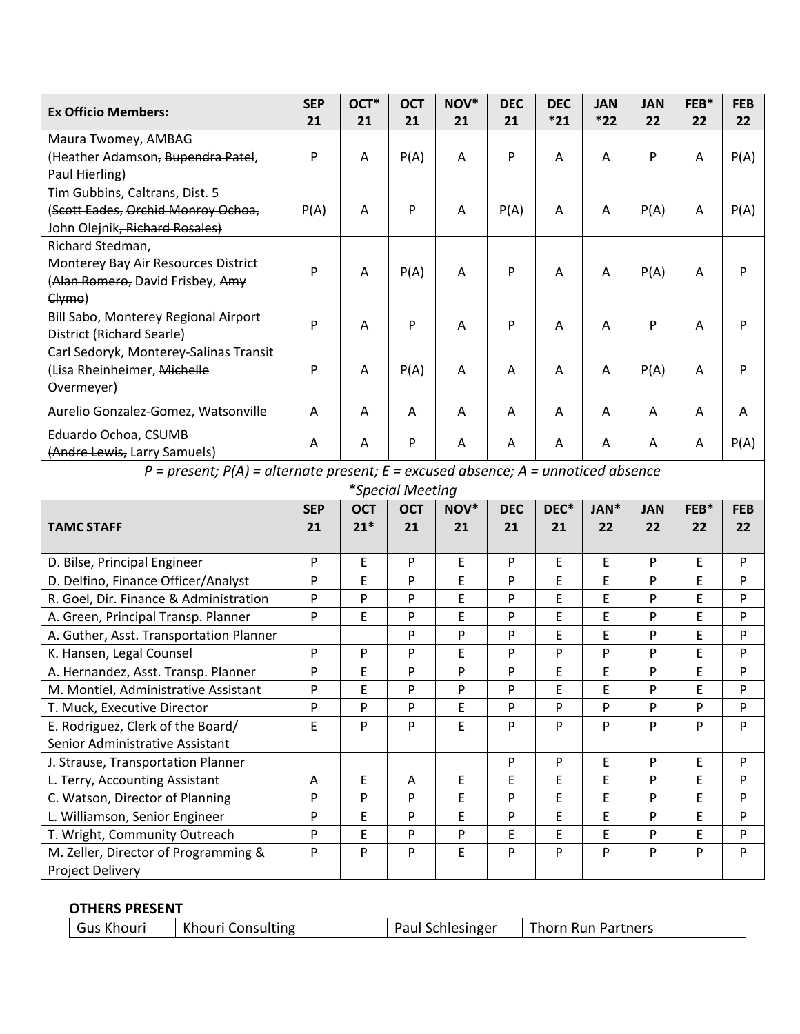| Ex Officio Members: | SEP 21 | OCT* 21 | OCT 21 | NOV* 21 | DEC 21 | DEC *21 | JAN *22 | JAN 22 | FEB* 22 | FEB 22 |
|---|---|---|---|---|---|---|---|---|---|---|
| Maura Twomey, AMBAG (Heather Adamson, ~~Bupendra Patel~~, ~~Paul Hierling~~) | P | A | P(A) | A | P | A | A | P | A | P(A) |
| Tim Gubbins, Caltrans, Dist. 5 (~~Scott Eades~~, ~~Orchid Monroy Ochoa~~, John Olejnik, ~~Richard Rosales~~) | P(A) | A | P | A | P(A) | A | A | P(A) | A | P(A) |
| Richard Stedman, Monterey Bay Air Resources District (~~Alan Romero~~, David Frisbey, ~~Amy Clymo~~) | P | A | P(A) | A | P | A | A | P(A) | A | P |
| Bill Sabo, Monterey Regional Airport District (Richard Searle) | P | A | P | A | P | A | A | P | A | P |
| Carl Sedoryk, Monterey-Salinas Transit (Lisa Rheinheimer, ~~Michelle Overmeyer~~) | P | A | P(A) | A | A | A | A | P(A) | A | P |
| Aurelio Gonzalez-Gomez, Watsonville | A | A | A | A | A | A | A | A | A | A |
| Eduardo Ochoa, CSUMB (~~Andre Lewis~~, Larry Samuels) | A | A | P | A | A | A | A | A | A | P(A) |

*P = present; P(A) = alternate present; E = excused absence; A = unnoticed absence*

*\*Special Meeting*

| TAMC STAFF | SEP 21 | OCT 21* | OCT 21 | NOV* 21 | DEC 21 | DEC* 21 | JAN* 22 | JAN 22 | FEB* 22 | FEB 22 |
|---|---|---|---|---|---|---|---|---|---|---|
| D. Bilse, Principal Engineer | P | E | P | E | P | E | E | P | E | P |
| D. Delfino, Finance Officer/Analyst | P | E | P | E | P | E | E | P | E | P |
| R. Goel, Dir. Finance & Administration | P | P | P | E | P | E | E | P | E | P |
| A. Green, Principal Transp. Planner | P | E | P | E | P | E | E | P | E | P |
| A. Guther, Asst. Transportation Planner | | | P | P | P | E | E | P | E | P |
| K. Hansen, Legal Counsel | P | P | P | E | P | P | P | P | E | P |
| A. Hernandez, Asst. Transp. Planner | P | E | P | P | P | E | E | P | E | P |
| M. Montiel, Administrative Assistant | P | E | P | P | P | E | E | P | E | P |
| T. Muck, Executive Director | P | P | P | E | P | P | P | P | P | P |
| E. Rodriguez, Clerk of the Board/ Senior Administrative Assistant | E | P | P | E | P | P | P | P | P | P |
| J. Strause, Transportation Planner | | | | | P | P | E | P | E | P |
| L. Terry, Accounting Assistant | A | E | A | E | E | E | E | P | E | P |
| C. Watson, Director of Planning | P | P | P | E | P | E | E | P | E | P |
| L. Williamson, Senior Engineer | P | E | P | E | P | E | E | P | E | P |
| T. Wright, Community Outreach | P | E | P | P | E | E | E | P | E | P |
| M. Zeller, Director of Programming & Project Delivery | P | P | P | E | P | P | P | P | P | P |

**OTHERS PRESENT**

| Gus Khouri | Khouri Consulting | Paul Schlesinger | Thorn Run Partners |
|---|---|---|---|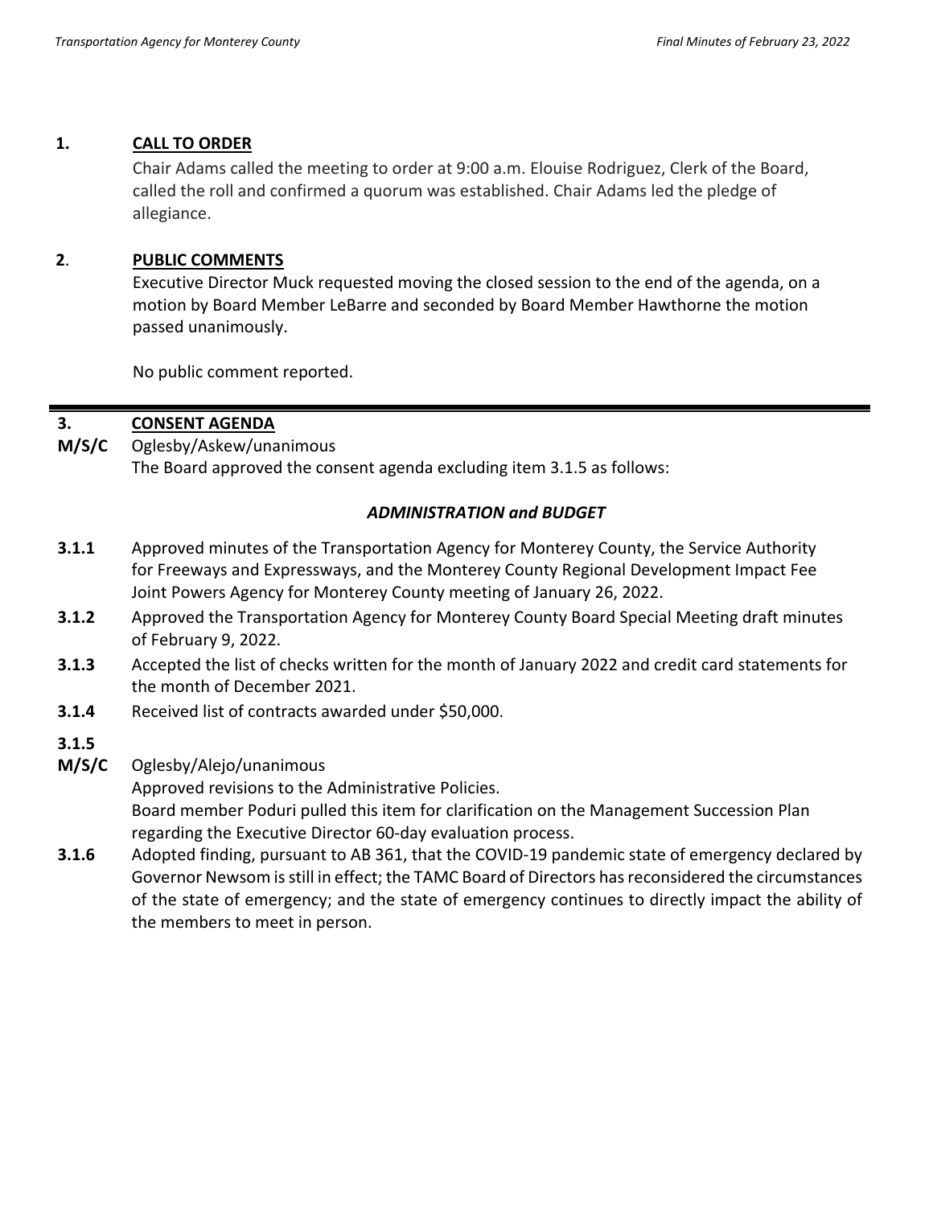## 1. CALL TO ORDER

Chair Adams called the meeting to order at 9:00 a.m. Elouise Rodriguez, Clerk of the Board, called the roll and confirmed a quorum was established. Chair Adams led the pledge of allegiance.

## 2. PUBLIC COMMENTS

Executive Director Muck requested moving the closed session to the end of the agenda, on a motion by Board Member LeBarre and seconded by Board Member Hawthorne the motion passed unanimously.

No public comment reported.

---

## 3. CONSENT AGENDA

**M/S/C** Oglesby/Askew/unanimous

The Board approved the consent agenda excluding item 3.1.5 as follows:

### *ADMINISTRATION and BUDGET*

**3.1.1** Approved minutes of the Transportation Agency for Monterey County, the Service Authority for Freeways and Expressways, and the Monterey County Regional Development Impact Fee Joint Powers Agency for Monterey County meeting of January 26, 2022.

**3.1.2** Approved the Transportation Agency for Monterey County Board Special Meeting draft minutes of February 9, 2022.

**3.1.3** Accepted the list of checks written for the month of January 2022 and credit card statements for the month of December 2021.

**3.1.4** Received list of contracts awarded under $50,000.

**3.1.5**

**M/S/C** Oglesby/Alejo/unanimous

Approved revisions to the Administrative Policies.

Board member Poduri pulled this item for clarification on the Management Succession Plan regarding the Executive Director 60-day evaluation process.

**3.1.6** Adopted finding, pursuant to AB 361, that the COVID-19 pandemic state of emergency declared by Governor Newsom is still in effect; the TAMC Board of Directors has reconsidered the circumstances of the state of emergency; and the state of emergency continues to directly impact the ability of the members to meet in person.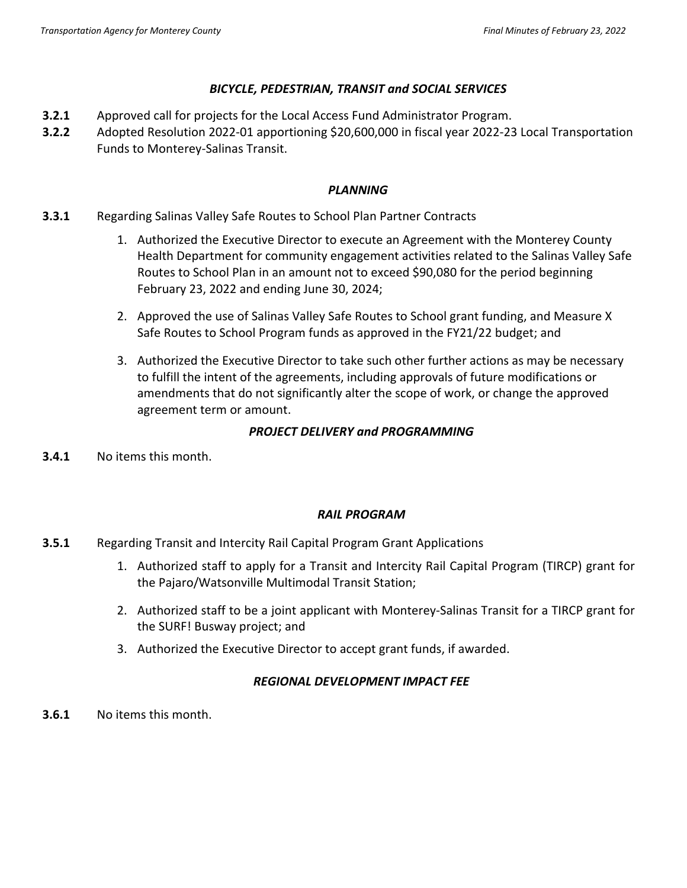### *BICYCLE, PEDESTRIAN, TRANSIT and SOCIAL SERVICES*

**3.2.1** Approved call for projects for the Local Access Fund Administrator Program.

**3.2.2** Adopted Resolution 2022-01 apportioning $20,600,000 in fiscal year 2022-23 Local Transportation Funds to Monterey-Salinas Transit.

### *PLANNING*

**3.3.1** Regarding Salinas Valley Safe Routes to School Plan Partner Contracts

1. Authorized the Executive Director to execute an Agreement with the Monterey County Health Department for community engagement activities related to the Salinas Valley Safe Routes to School Plan in an amount not to exceed $90,080 for the period beginning February 23, 2022 and ending June 30, 2024;

2. Approved the use of Salinas Valley Safe Routes to School grant funding, and Measure X Safe Routes to School Program funds as approved in the FY21/22 budget; and

3. Authorized the Executive Director to take such other further actions as may be necessary to fulfill the intent of the agreements, including approvals of future modifications or amendments that do not significantly alter the scope of work, or change the approved agreement term or amount.

### *PROJECT DELIVERY and PROGRAMMING*

**3.4.1** No items this month.

### *RAIL PROGRAM*

**3.5.1** Regarding Transit and Intercity Rail Capital Program Grant Applications

1. Authorized staff to apply for a Transit and Intercity Rail Capital Program (TIRCP) grant for the Pajaro/Watsonville Multimodal Transit Station;

2. Authorized staff to be a joint applicant with Monterey-Salinas Transit for a TIRCP grant for the SURF! Busway project; and

3. Authorized the Executive Director to accept grant funds, if awarded.

### *REGIONAL DEVELOPMENT IMPACT FEE*

**3.6.1** No items this month.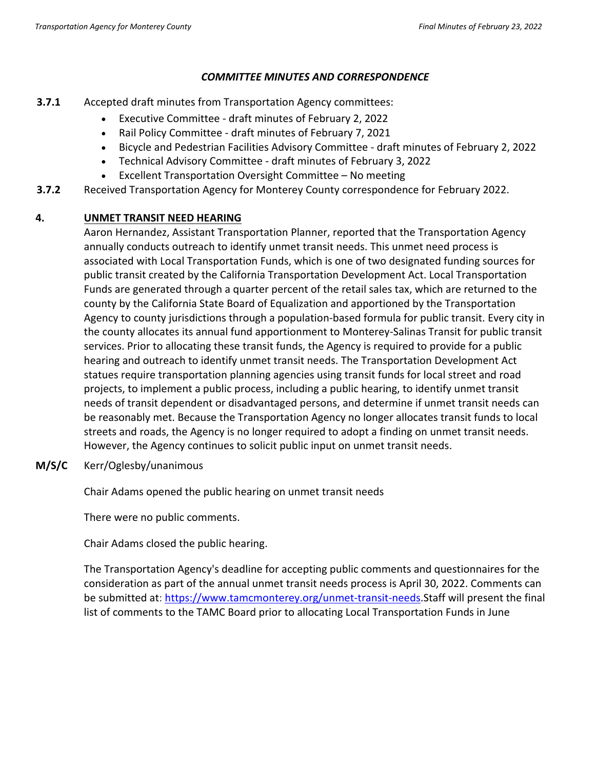***COMMITTEE MINUTES AND CORRESPONDENCE***

**3.7.1** Accepted draft minutes from Transportation Agency committees:

- Executive Committee - draft minutes of February 2, 2022
- Rail Policy Committee - draft minutes of February 7, 2021
- Bicycle and Pedestrian Facilities Advisory Committee - draft minutes of February 2, 2022
- Technical Advisory Committee - draft minutes of February 3, 2022
- Excellent Transportation Oversight Committee – No meeting

**3.7.2** Received Transportation Agency for Monterey County correspondence for February 2022.

**4. UNMET TRANSIT NEED HEARING**

Aaron Hernandez, Assistant Transportation Planner, reported that the Transportation Agency annually conducts outreach to identify unmet transit needs. This unmet need process is associated with Local Transportation Funds, which is one of two designated funding sources for public transit created by the California Transportation Development Act. Local Transportation Funds are generated through a quarter percent of the retail sales tax, which are returned to the county by the California State Board of Equalization and apportioned by the Transportation Agency to county jurisdictions through a population-based formula for public transit. Every city in the county allocates its annual fund apportionment to Monterey-Salinas Transit for public transit services. Prior to allocating these transit funds, the Agency is required to provide for a public hearing and outreach to identify unmet transit needs. The Transportation Development Act statues require transportation planning agencies using transit funds for local street and road projects, to implement a public process, including a public hearing, to identify unmet transit needs of transit dependent or disadvantaged persons, and determine if unmet transit needs can be reasonably met. Because the Transportation Agency no longer allocates transit funds to local streets and roads, the Agency is no longer required to adopt a finding on unmet transit needs. However, the Agency continues to solicit public input on unmet transit needs.

**M/S/C** Kerr/Oglesby/unanimous

Chair Adams opened the public hearing on unmet transit needs

There were no public comments.

Chair Adams closed the public hearing.

The Transportation Agency's deadline for accepting public comments and questionnaires for the consideration as part of the annual unmet transit needs process is April 30, 2022. Comments can be submitted at: https://www.tamcmonterey.org/unmet-transit-needs.Staff will present the final list of comments to the TAMC Board prior to allocating Local Transportation Funds in June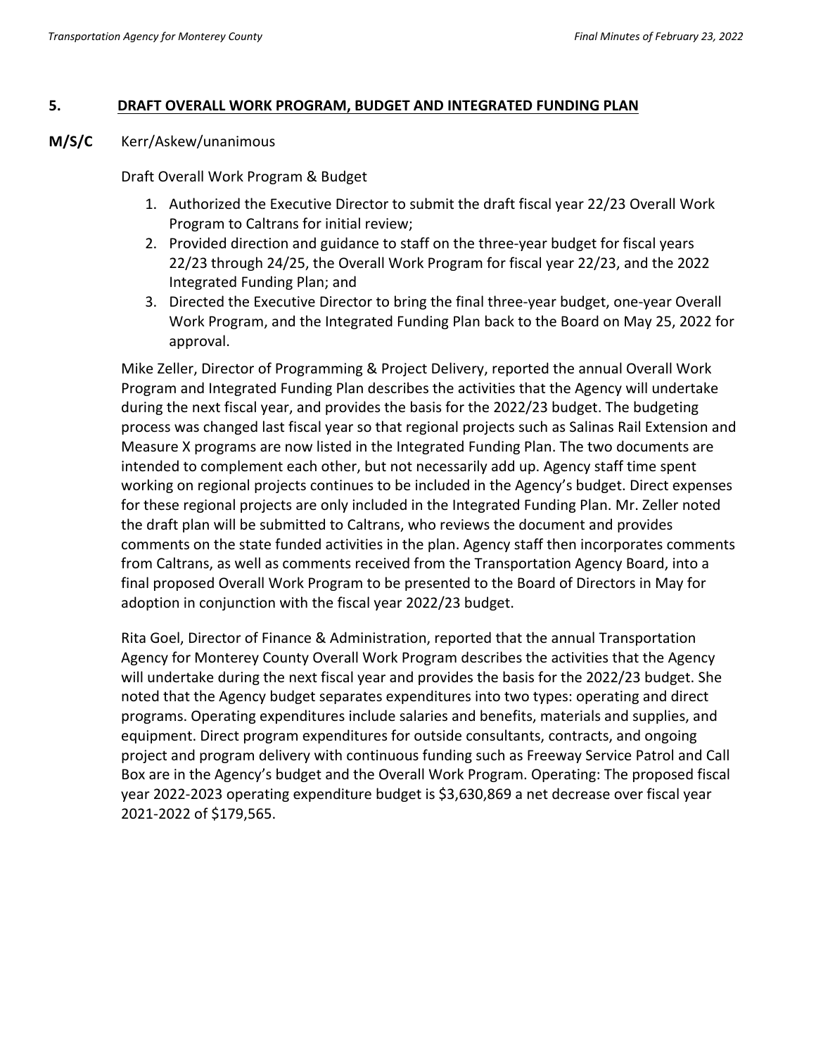## 5. DRAFT OVERALL WORK PROGRAM, BUDGET AND INTEGRATED FUNDING PLAN

**M/S/C** Kerr/Askew/unanimous

Draft Overall Work Program & Budget

1. Authorized the Executive Director to submit the draft fiscal year 22/23 Overall Work Program to Caltrans for initial review;
2. Provided direction and guidance to staff on the three-year budget for fiscal years 22/23 through 24/25, the Overall Work Program for fiscal year 22/23, and the 2022 Integrated Funding Plan; and
3. Directed the Executive Director to bring the final three-year budget, one-year Overall Work Program, and the Integrated Funding Plan back to the Board on May 25, 2022 for approval.

Mike Zeller, Director of Programming & Project Delivery, reported the annual Overall Work Program and Integrated Funding Plan describes the activities that the Agency will undertake during the next fiscal year, and provides the basis for the 2022/23 budget. The budgeting process was changed last fiscal year so that regional projects such as Salinas Rail Extension and Measure X programs are now listed in the Integrated Funding Plan. The two documents are intended to complement each other, but not necessarily add up. Agency staff time spent working on regional projects continues to be included in the Agency's budget. Direct expenses for these regional projects are only included in the Integrated Funding Plan. Mr. Zeller noted the draft plan will be submitted to Caltrans, who reviews the document and provides comments on the state funded activities in the plan. Agency staff then incorporates comments from Caltrans, as well as comments received from the Transportation Agency Board, into a final proposed Overall Work Program to be presented to the Board of Directors in May for adoption in conjunction with the fiscal year 2022/23 budget.

Rita Goel, Director of Finance & Administration, reported that the annual Transportation Agency for Monterey County Overall Work Program describes the activities that the Agency will undertake during the next fiscal year and provides the basis for the 2022/23 budget. She noted that the Agency budget separates expenditures into two types: operating and direct programs. Operating expenditures include salaries and benefits, materials and supplies, and equipment. Direct program expenditures for outside consultants, contracts, and ongoing project and program delivery with continuous funding such as Freeway Service Patrol and Call Box are in the Agency's budget and the Overall Work Program. Operating: The proposed fiscal year 2022-2023 operating expenditure budget is $3,630,869 a net decrease over fiscal year 2021-2022 of $179,565.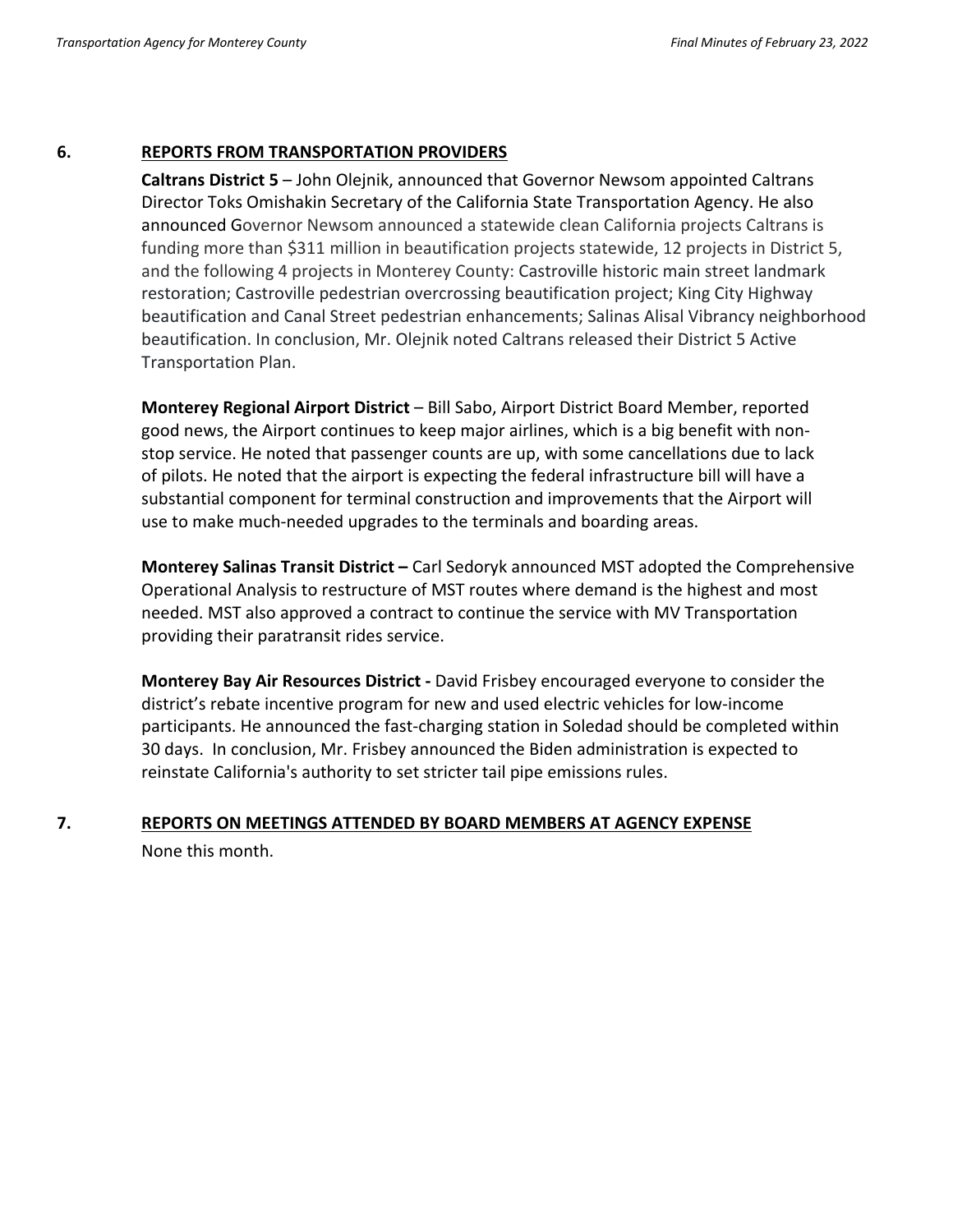## 6. REPORTS FROM TRANSPORTATION PROVIDERS

**Caltrans District 5** – John Olejnik, announced that Governor Newsom appointed Caltrans Director Toks Omishakin Secretary of the California State Transportation Agency. He also announced Governor Newsom announced a statewide clean California projects Caltrans is funding more than $311 million in beautification projects statewide, 12 projects in District 5, and the following 4 projects in Monterey County: Castroville historic main street landmark restoration; Castroville pedestrian overcrossing beautification project; King City Highway beautification and Canal Street pedestrian enhancements; Salinas Alisal Vibrancy neighborhood beautification. In conclusion, Mr. Olejnik noted Caltrans released their District 5 Active Transportation Plan.

**Monterey Regional Airport District** – Bill Sabo, Airport District Board Member, reported good news, the Airport continues to keep major airlines, which is a big benefit with non-stop service. He noted that passenger counts are up, with some cancellations due to lack of pilots. He noted that the airport is expecting the federal infrastructure bill will have a substantial component for terminal construction and improvements that the Airport will use to make much-needed upgrades to the terminals and boarding areas.

**Monterey Salinas Transit District –** Carl Sedoryk announced MST adopted the Comprehensive Operational Analysis to restructure of MST routes where demand is the highest and most needed. MST also approved a contract to continue the service with MV Transportation providing their paratransit rides service.

**Monterey Bay Air Resources District -** David Frisbey encouraged everyone to consider the district's rebate incentive program for new and used electric vehicles for low-income participants. He announced the fast-charging station in Soledad should be completed within 30 days. In conclusion, Mr. Frisbey announced the Biden administration is expected to reinstate California's authority to set stricter tail pipe emissions rules.

## 7. REPORTS ON MEETINGS ATTENDED BY BOARD MEMBERS AT AGENCY EXPENSE

None this month.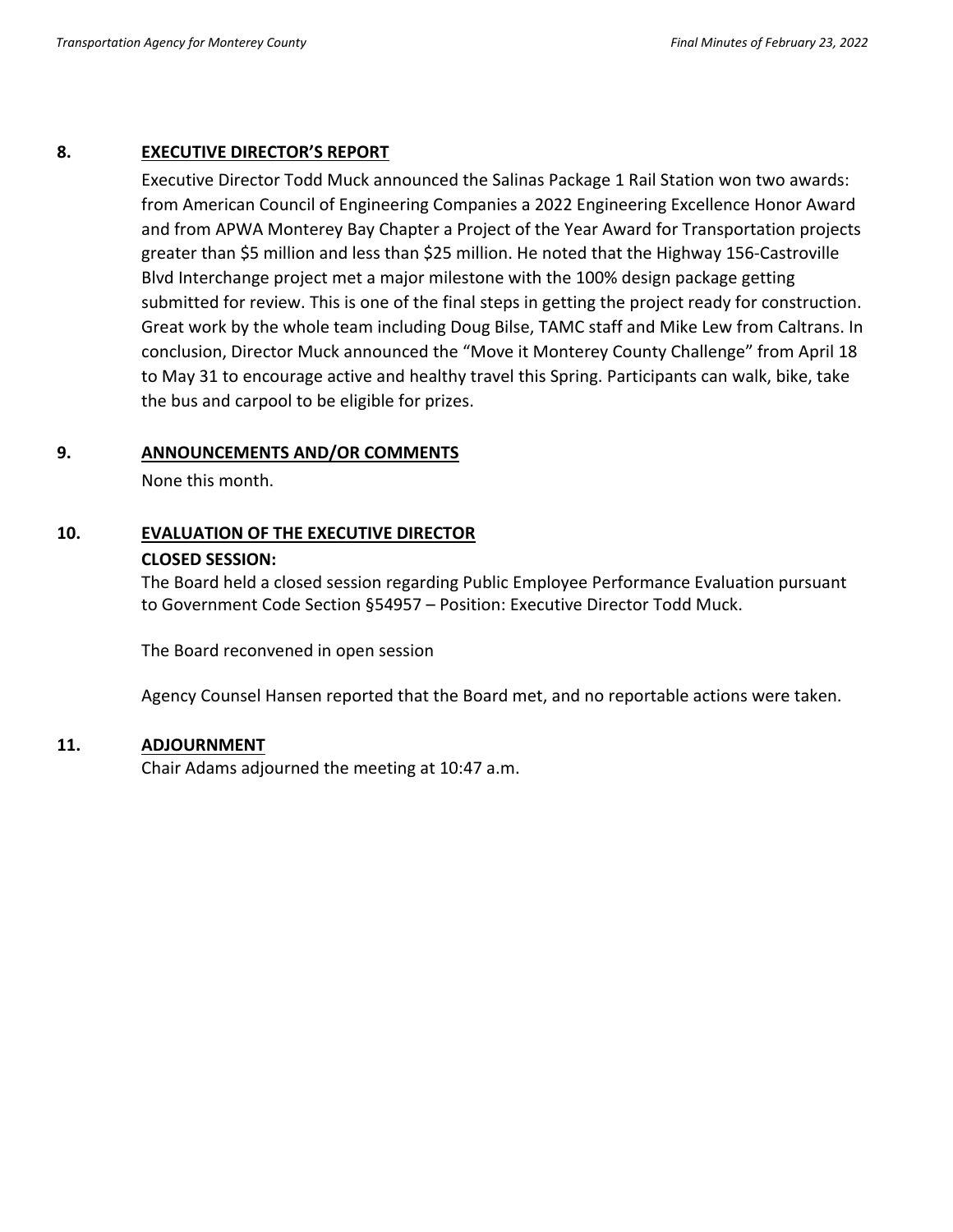## 8. EXECUTIVE DIRECTOR'S REPORT

Executive Director Todd Muck announced the Salinas Package 1 Rail Station won two awards: from American Council of Engineering Companies a 2022 Engineering Excellence Honor Award and from APWA Monterey Bay Chapter a Project of the Year Award for Transportation projects greater than $5 million and less than $25 million. He noted that the Highway 156-Castroville Blvd Interchange project met a major milestone with the 100% design package getting submitted for review. This is one of the final steps in getting the project ready for construction. Great work by the whole team including Doug Bilse, TAMC staff and Mike Lew from Caltrans. In conclusion, Director Muck announced the "Move it Monterey County Challenge" from April 18 to May 31 to encourage active and healthy travel this Spring. Participants can walk, bike, take the bus and carpool to be eligible for prizes.

## 9. ANNOUNCEMENTS AND/OR COMMENTS

None this month.

## 10. EVALUATION OF THE EXECUTIVE DIRECTOR

**CLOSED SESSION:**

The Board held a closed session regarding Public Employee Performance Evaluation pursuant to Government Code Section §54957 – Position: Executive Director Todd Muck.

The Board reconvened in open session

Agency Counsel Hansen reported that the Board met, and no reportable actions were taken.

## 11. ADJOURNMENT

Chair Adams adjourned the meeting at 10:47 a.m.